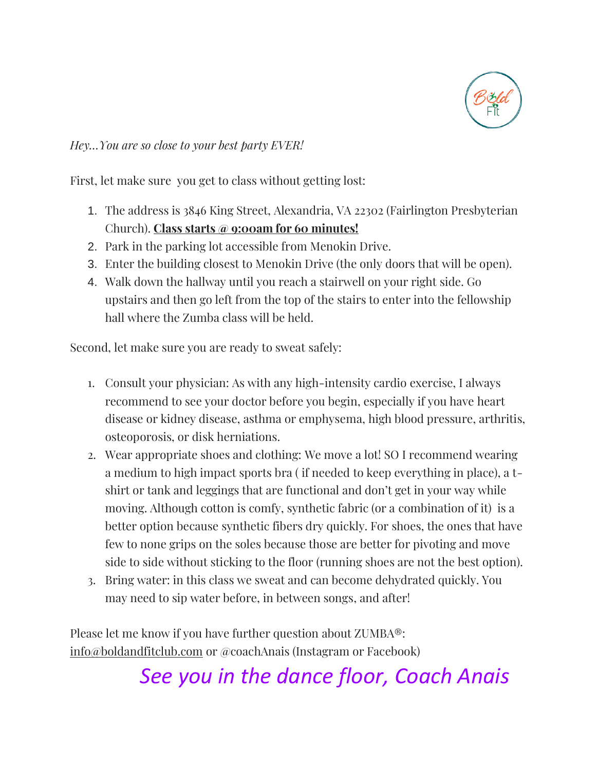*Hey…You are so close to your best party EVER!*

First, let make sure  you get to class without getting lost:

1. The address is 3846 King Street, Alexandria, VA 22302 (Fairlington Presbyterian Church). **Class starts @ 9:00am for 60 minutes!**
2. Park in the parking lot accessible from Menokin Drive.
3. Enter the building closest to Menokin Drive (the only doors that will be open).
4. Walk down the hallway until you reach a stairwell on your right side. Go upstairs and then go left from the top of the stairs to enter into the fellowship hall where the Zumba class will be held.

Second, let make sure you are ready to sweat safely:

1. Consult your physician: As with any high-intensity cardio exercise, I always recommend to see your doctor before you begin, especially if you have heart disease or kidney disease, asthma or emphysema, high blood pressure, arthritis, osteoporosis, or disk herniations.
2. Wear appropriate shoes and clothing: We move a lot! SO I recommend wearing a medium to high impact sports bra ( if needed to keep everything in place), a t-shirt or tank and leggings that are functional and don't get in your way while moving. Although cotton is comfy, synthetic fabric (or a combination of it)  is a better option because synthetic fibers dry quickly. For shoes, the ones that have few to none grips on the soles because those are better for pivoting and move side to side without sticking to the floor (running shoes are not the best option).
3. Bring water: in this class we sweat and can become dehydrated quickly. You may need to sip water before, in between songs, and after!

Please let me know if you have further question about ZUMBA®: info@boldandfitclub.com or @coachAnais (Instagram or Facebook)

*See you in the dance floor, Coach Anais*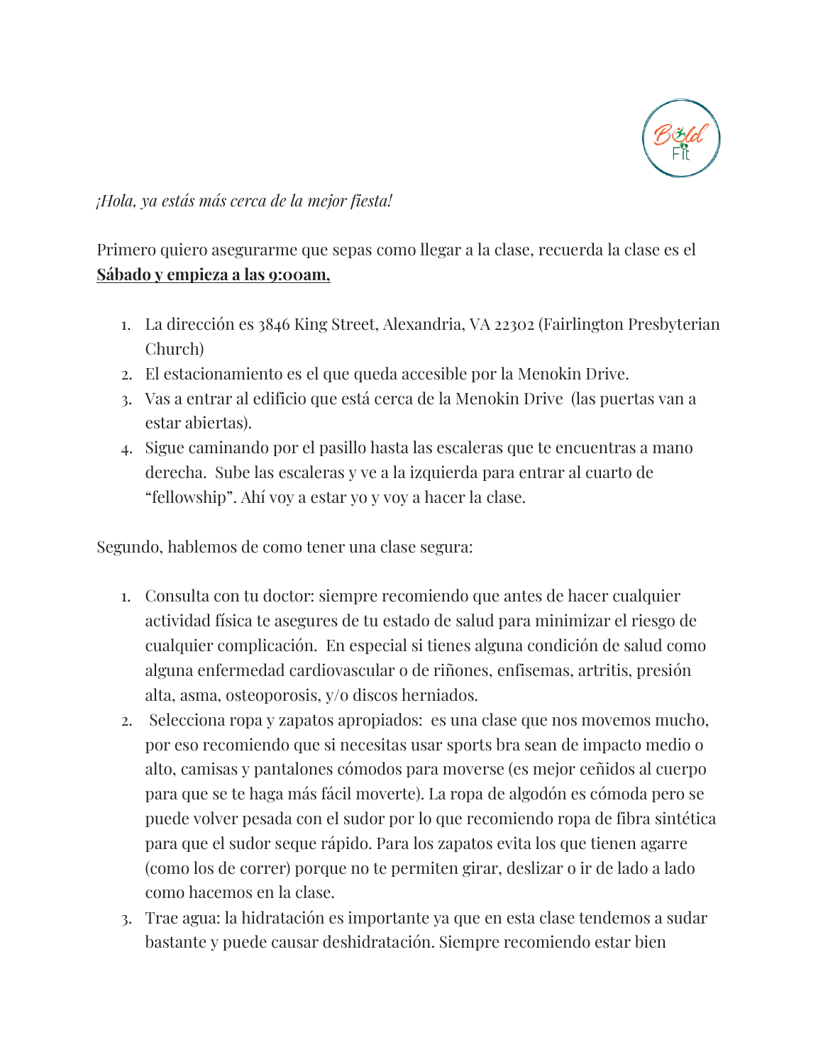*¡Hola, ya estás más cerca de la mejor fiesta!*

Primero quiero asegurarme que sepas como llegar a la clase, recuerda la clase es el **Sábado y empieza a las 9:00am,**

1. La dirección es 3846 King Street, Alexandria, VA 22302 (Fairlington Presbyterian Church)
2. El estacionamiento es el que queda accesible por la Menokin Drive.
3. Vas a entrar al edificio que está cerca de la Menokin Drive (las puertas van a estar abiertas).
4. Sigue caminando por el pasillo hasta las escaleras que te encuentras a mano derecha. Sube las escaleras y ve a la izquierda para entrar al cuarto de "fellowship". Ahí voy a estar yo y voy a hacer la clase.

Segundo, hablemos de como tener una clase segura:

1. Consulta con tu doctor: siempre recomiendo que antes de hacer cualquier actividad física te asegures de tu estado de salud para minimizar el riesgo de cualquier complicación. En especial si tienes alguna condición de salud como alguna enfermedad cardiovascular o de riñones, enfisemas, artritis, presión alta, asma, osteoporosis, y/o discos herniados.
2. Selecciona ropa y zapatos apropiados: es una clase que nos movemos mucho, por eso recomiendo que si necesitas usar sports bra sean de impacto medio o alto, camisas y pantalones cómodos para moverse (es mejor ceñidos al cuerpo para que se te haga más fácil moverte). La ropa de algodón es cómoda pero se puede volver pesada con el sudor por lo que recomiendo ropa de fibra sintética para que el sudor seque rápido. Para los zapatos evita los que tienen agarre (como los de correr) porque no te permiten girar, deslizar o ir de lado a lado como hacemos en la clase.
3. Trae agua: la hidratación es importante ya que en esta clase tendemos a sudar bastante y puede causar deshidratación. Siempre recomiendo estar bien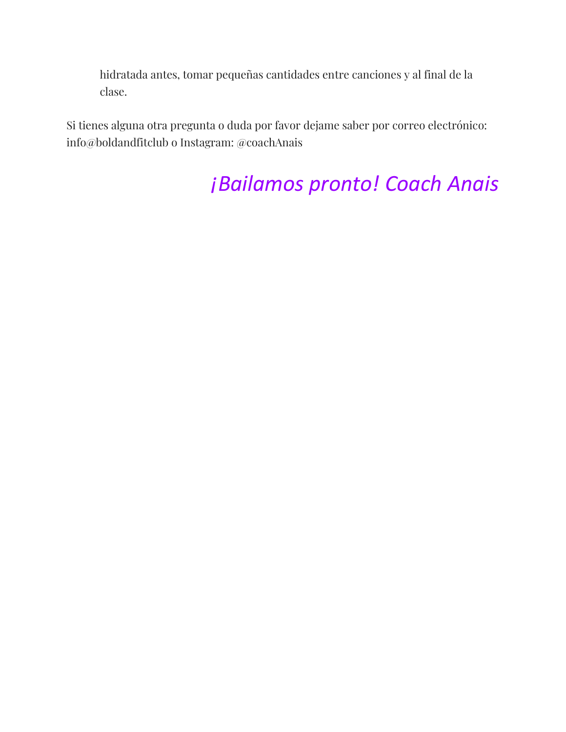hidratada antes, tomar pequeñas cantidades entre canciones y al final de la clase.

Si tienes alguna otra pregunta o duda por favor dejame saber por correo electrónico: info@boldandfitclub o Instagram: @coachAnais

*¡Bailamos pronto! Coach Anais*